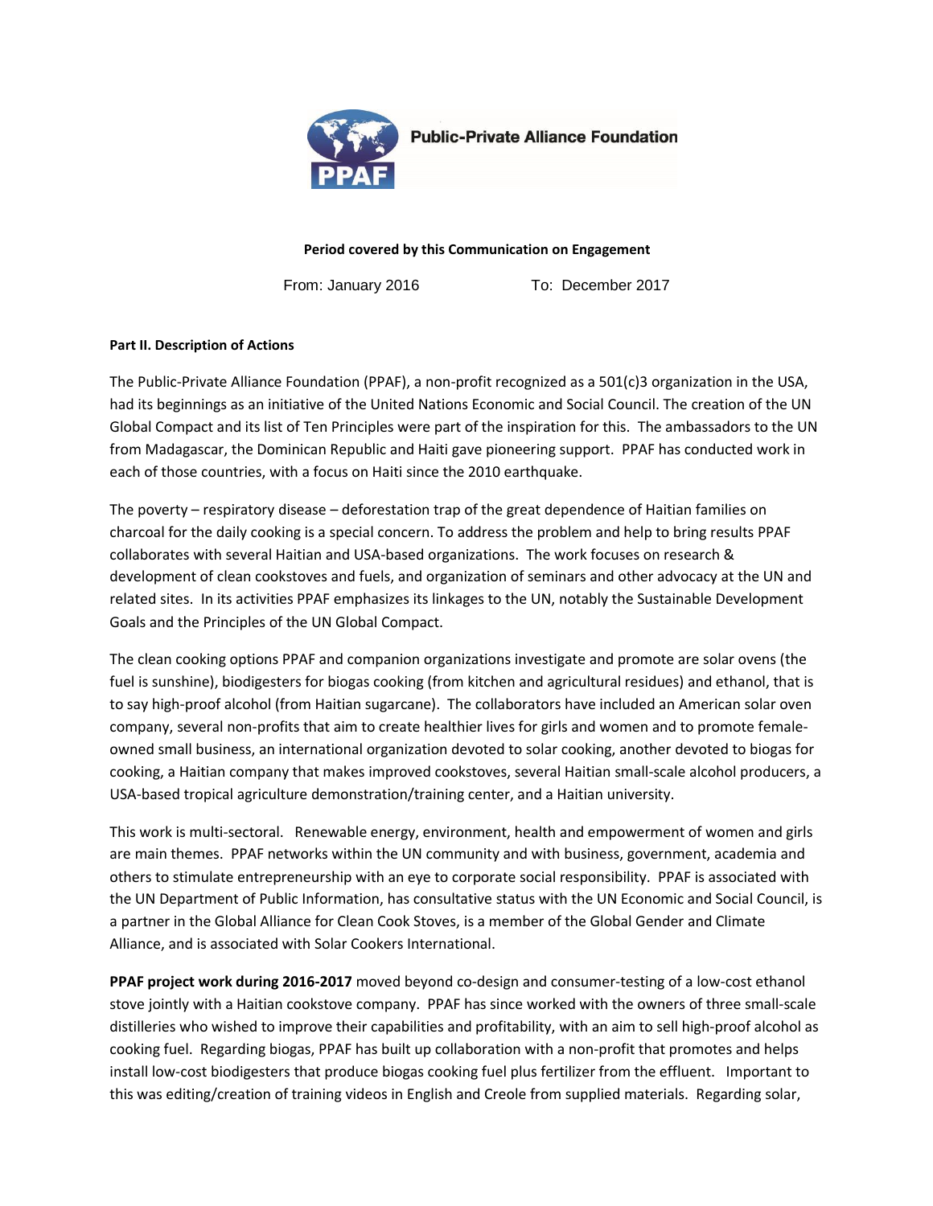**Public-Private Alliance Foundation**

**Period covered by this Communication on Engagement**

From: January 2016 To: December 2017

**Part II. Description of Actions**

The Public-Private Alliance Foundation (PPAF), a non-profit recognized as a 501(c)3 organization in the USA, had its beginnings as an initiative of the United Nations Economic and Social Council. The creation of the UN Global Compact and its list of Ten Principles were part of the inspiration for this. The ambassadors to the UN from Madagascar, the Dominican Republic and Haiti gave pioneering support. PPAF has conducted work in each of those countries, with a focus on Haiti since the 2010 earthquake.

The poverty – respiratory disease – deforestation trap of the great dependence of Haitian families on charcoal for the daily cooking is a special concern. To address the problem and help to bring results PPAF collaborates with several Haitian and USA-based organizations. The work focuses on research & development of clean cookstoves and fuels, and organization of seminars and other advocacy at the UN and related sites. In its activities PPAF emphasizes its linkages to the UN, notably the Sustainable Development Goals and the Principles of the UN Global Compact.

The clean cooking options PPAF and companion organizations investigate and promote are solar ovens (the fuel is sunshine), biodigesters for biogas cooking (from kitchen and agricultural residues) and ethanol, that is to say high-proof alcohol (from Haitian sugarcane). The collaborators have included an American solar oven company, several non-profits that aim to create healthier lives for girls and women and to promote female-owned small business, an international organization devoted to solar cooking, another devoted to biogas for cooking, a Haitian company that makes improved cookstoves, several Haitian small-scale alcohol producers, a USA-based tropical agriculture demonstration/training center, and a Haitian university.

This work is multi-sectoral. Renewable energy, environment, health and empowerment of women and girls are main themes. PPAF networks within the UN community and with business, government, academia and others to stimulate entrepreneurship with an eye to corporate social responsibility. PPAF is associated with the UN Department of Public Information, has consultative status with the UN Economic and Social Council, is a partner in the Global Alliance for Clean Cook Stoves, is a member of the Global Gender and Climate Alliance, and is associated with Solar Cookers International.

**PPAF project work during 2016-2017** moved beyond co-design and consumer-testing of a low-cost ethanol stove jointly with a Haitian cookstove company. PPAF has since worked with the owners of three small-scale distilleries who wished to improve their capabilities and profitability, with an aim to sell high-proof alcohol as cooking fuel. Regarding biogas, PPAF has built up collaboration with a non-profit that promotes and helps install low-cost biodigesters that produce biogas cooking fuel plus fertilizer from the effluent. Important to this was editing/creation of training videos in English and Creole from supplied materials. Regarding solar,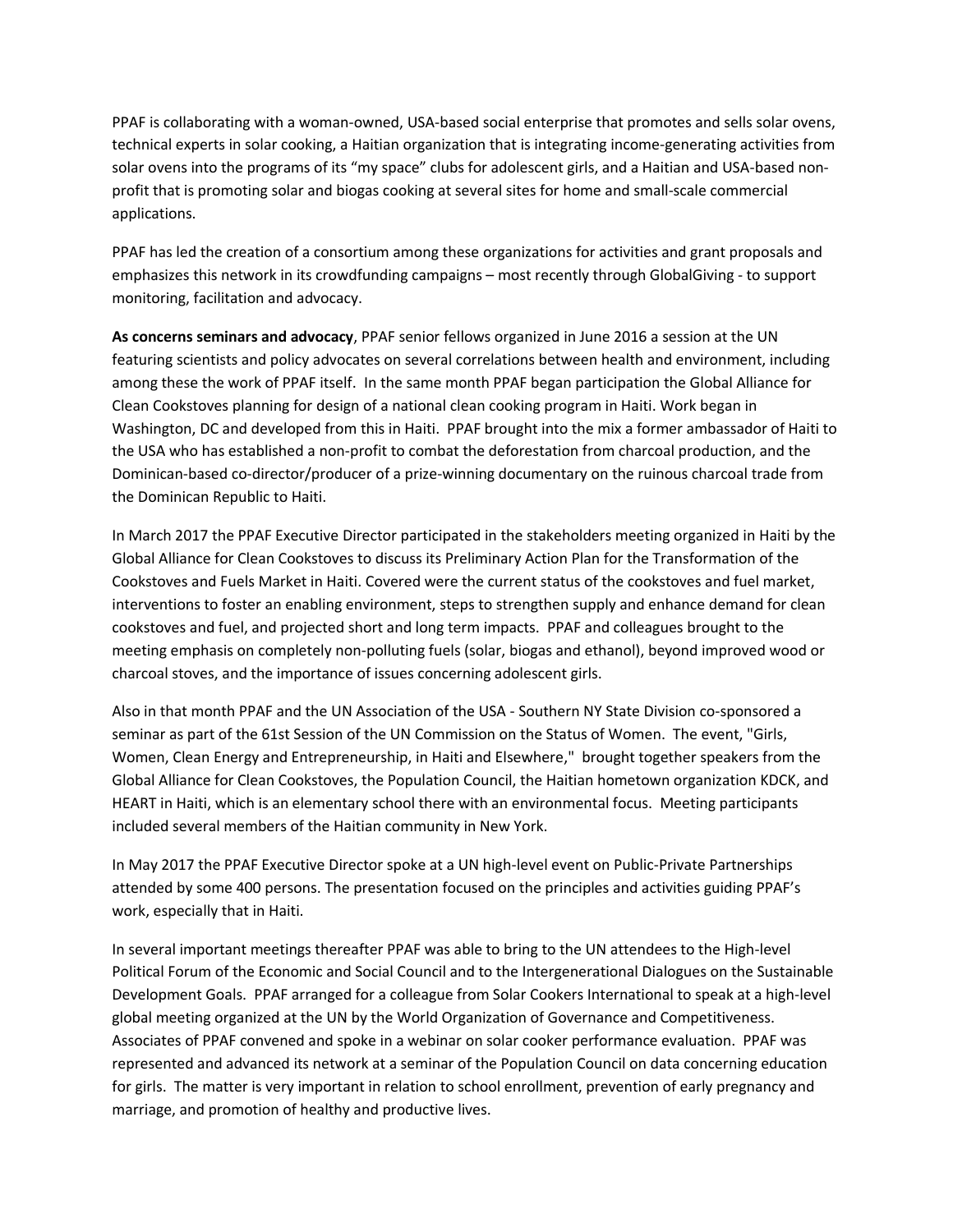PPAF is collaborating with a woman-owned, USA-based social enterprise that promotes and sells solar ovens, technical experts in solar cooking, a Haitian organization that is integrating income-generating activities from solar ovens into the programs of its "my space" clubs for adolescent girls, and a Haitian and USA-based non-profit that is promoting solar and biogas cooking at several sites for home and small-scale commercial applications.

PPAF has led the creation of a consortium among these organizations for activities and grant proposals and emphasizes this network in its crowdfunding campaigns – most recently through GlobalGiving - to support monitoring, facilitation and advocacy.

**As concerns seminars and advocacy**, PPAF senior fellows organized in June 2016 a session at the UN featuring scientists and policy advocates on several correlations between health and environment, including among these the work of PPAF itself. In the same month PPAF began participation the Global Alliance for Clean Cookstoves planning for design of a national clean cooking program in Haiti. Work began in Washington, DC and developed from this in Haiti. PPAF brought into the mix a former ambassador of Haiti to the USA who has established a non-profit to combat the deforestation from charcoal production, and the Dominican-based co-director/producer of a prize-winning documentary on the ruinous charcoal trade from the Dominican Republic to Haiti.

In March 2017 the PPAF Executive Director participated in the stakeholders meeting organized in Haiti by the Global Alliance for Clean Cookstoves to discuss its Preliminary Action Plan for the Transformation of the Cookstoves and Fuels Market in Haiti. Covered were the current status of the cookstoves and fuel market, interventions to foster an enabling environment, steps to strengthen supply and enhance demand for clean cookstoves and fuel, and projected short and long term impacts. PPAF and colleagues brought to the meeting emphasis on completely non-polluting fuels (solar, biogas and ethanol), beyond improved wood or charcoal stoves, and the importance of issues concerning adolescent girls.

Also in that month PPAF and the UN Association of the USA - Southern NY State Division co-sponsored a seminar as part of the 61st Session of the UN Commission on the Status of Women. The event, "Girls, Women, Clean Energy and Entrepreneurship, in Haiti and Elsewhere," brought together speakers from the Global Alliance for Clean Cookstoves, the Population Council, the Haitian hometown organization KDCK, and HEART in Haiti, which is an elementary school there with an environmental focus. Meeting participants included several members of the Haitian community in New York.

In May 2017 the PPAF Executive Director spoke at a UN high-level event on Public-Private Partnerships attended by some 400 persons. The presentation focused on the principles and activities guiding PPAF's work, especially that in Haiti.

In several important meetings thereafter PPAF was able to bring to the UN attendees to the High-level Political Forum of the Economic and Social Council and to the Intergenerational Dialogues on the Sustainable Development Goals. PPAF arranged for a colleague from Solar Cookers International to speak at a high-level global meeting organized at the UN by the World Organization of Governance and Competitiveness. Associates of PPAF convened and spoke in a webinar on solar cooker performance evaluation. PPAF was represented and advanced its network at a seminar of the Population Council on data concerning education for girls. The matter is very important in relation to school enrollment, prevention of early pregnancy and marriage, and promotion of healthy and productive lives.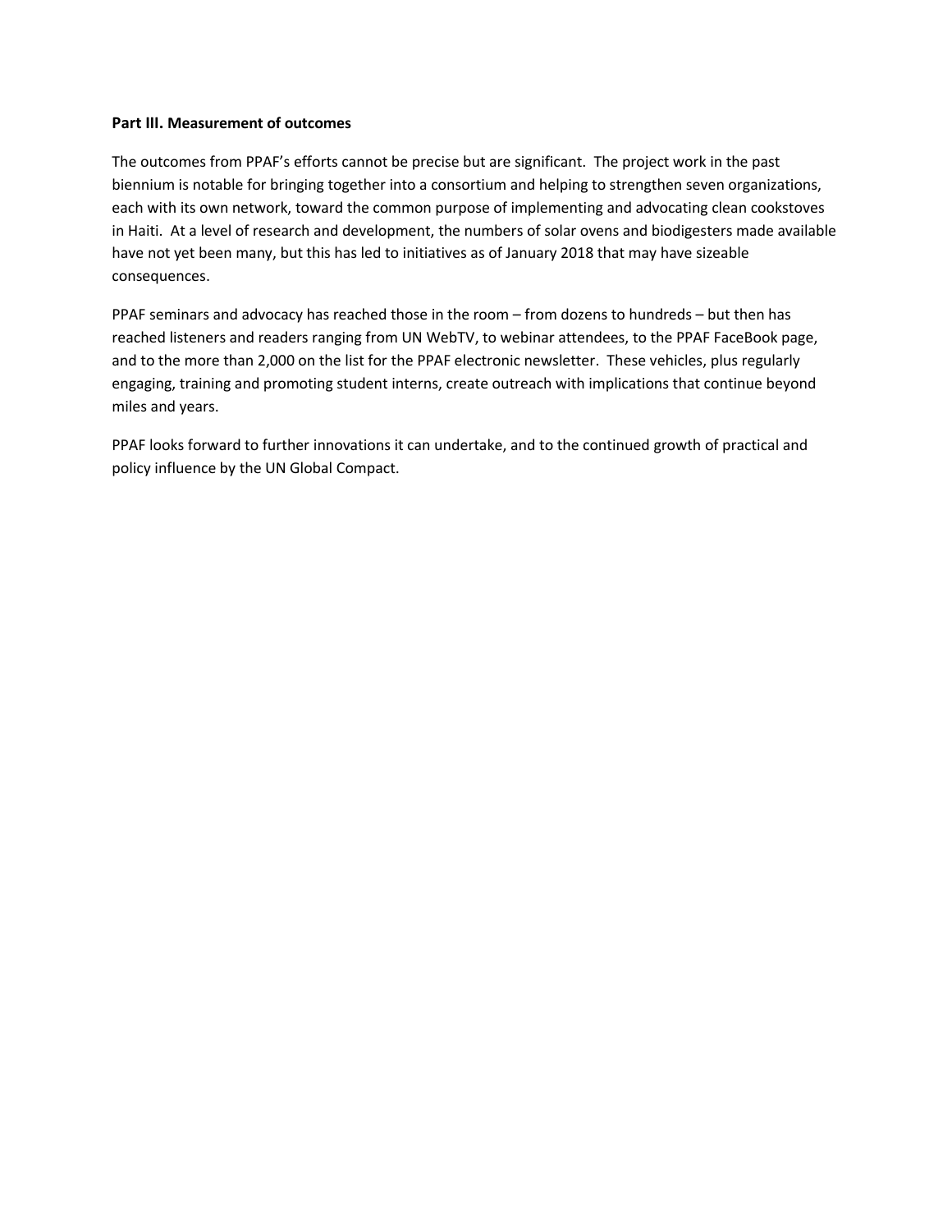**Part III. Measurement of outcomes**

The outcomes from PPAF's efforts cannot be precise but are significant. The project work in the past biennium is notable for bringing together into a consortium and helping to strengthen seven organizations, each with its own network, toward the common purpose of implementing and advocating clean cookstoves in Haiti. At a level of research and development, the numbers of solar ovens and biodigesters made available have not yet been many, but this has led to initiatives as of January 2018 that may have sizeable consequences.

PPAF seminars and advocacy has reached those in the room – from dozens to hundreds – but then has reached listeners and readers ranging from UN WebTV, to webinar attendees, to the PPAF FaceBook page, and to the more than 2,000 on the list for the PPAF electronic newsletter. These vehicles, plus regularly engaging, training and promoting student interns, create outreach with implications that continue beyond miles and years.

PPAF looks forward to further innovations it can undertake, and to the continued growth of practical and policy influence by the UN Global Compact.